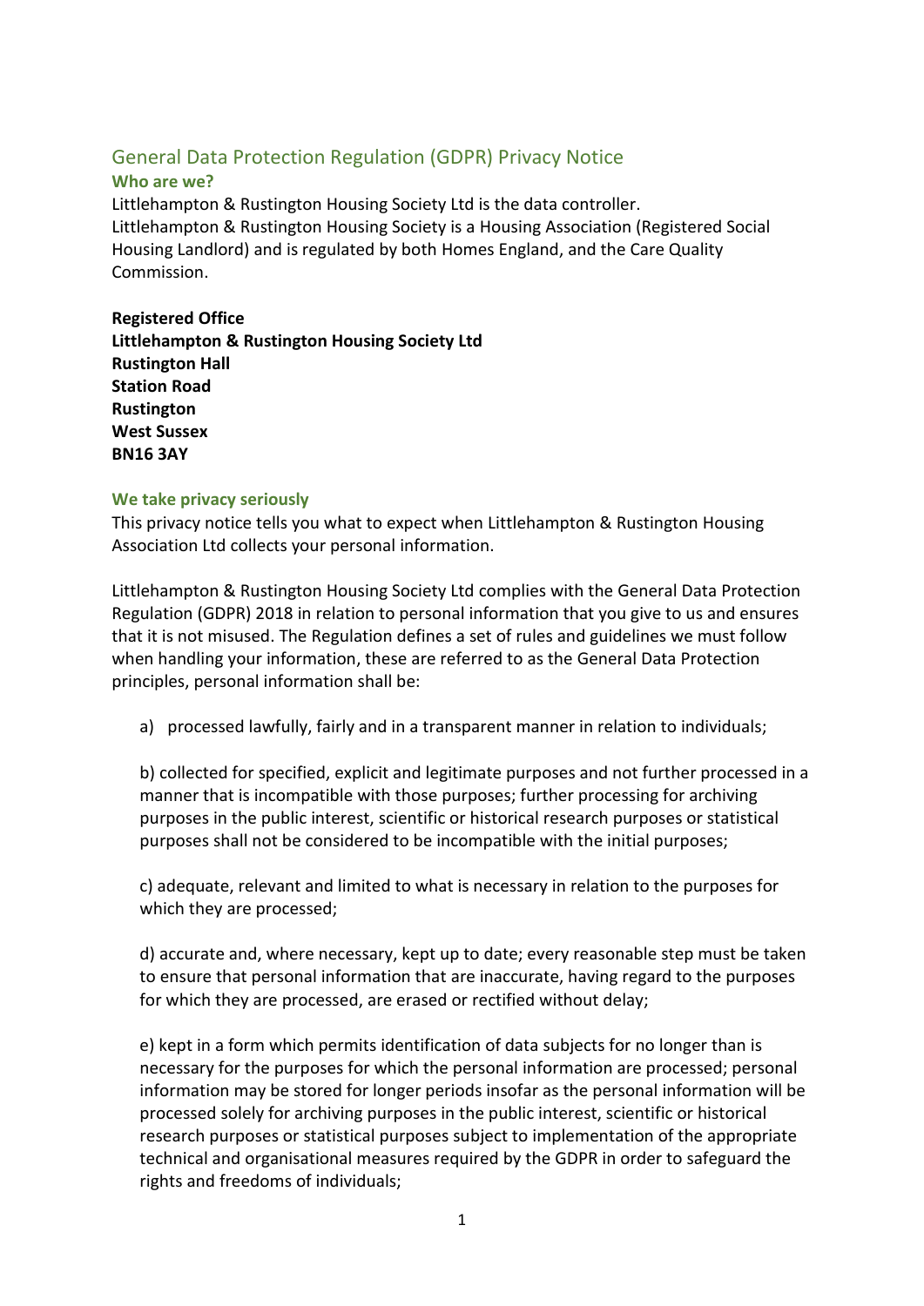# General Data Protection Regulation (GDPR) Privacy Notice

## Who are we?

Littlehampton & Rustington Housing Society Ltd is the data controller.
Littlehampton & Rustington Housing Society is a Housing Association (Registered Social Housing Landlord) and is regulated by both Homes England, and the Care Quality Commission.

**Registered Office**
**Littlehampton & Rustington Housing Society Ltd**
**Rustington Hall**
**Station Road**
**Rustington**
**West Sussex**
**BN16 3AY**

## We take privacy seriously

This privacy notice tells you what to expect when Littlehampton & Rustington Housing Association Ltd collects your personal information.

Littlehampton & Rustington Housing Society Ltd complies with the General Data Protection Regulation (GDPR) 2018 in relation to personal information that you give to us and ensures that it is not misused. The Regulation defines a set of rules and guidelines we must follow when handling your information, these are referred to as the General Data Protection principles, personal information shall be:

a) processed lawfully, fairly and in a transparent manner in relation to individuals;

b) collected for specified, explicit and legitimate purposes and not further processed in a manner that is incompatible with those purposes; further processing for archiving purposes in the public interest, scientific or historical research purposes or statistical purposes shall not be considered to be incompatible with the initial purposes;

c) adequate, relevant and limited to what is necessary in relation to the purposes for which they are processed;

d) accurate and, where necessary, kept up to date; every reasonable step must be taken to ensure that personal information that are inaccurate, having regard to the purposes for which they are processed, are erased or rectified without delay;

e) kept in a form which permits identification of data subjects for no longer than is necessary for the purposes for which the personal information are processed; personal information may be stored for longer periods insofar as the personal information will be processed solely for archiving purposes in the public interest, scientific or historical research purposes or statistical purposes subject to implementation of the appropriate technical and organisational measures required by the GDPR in order to safeguard the rights and freedoms of individuals;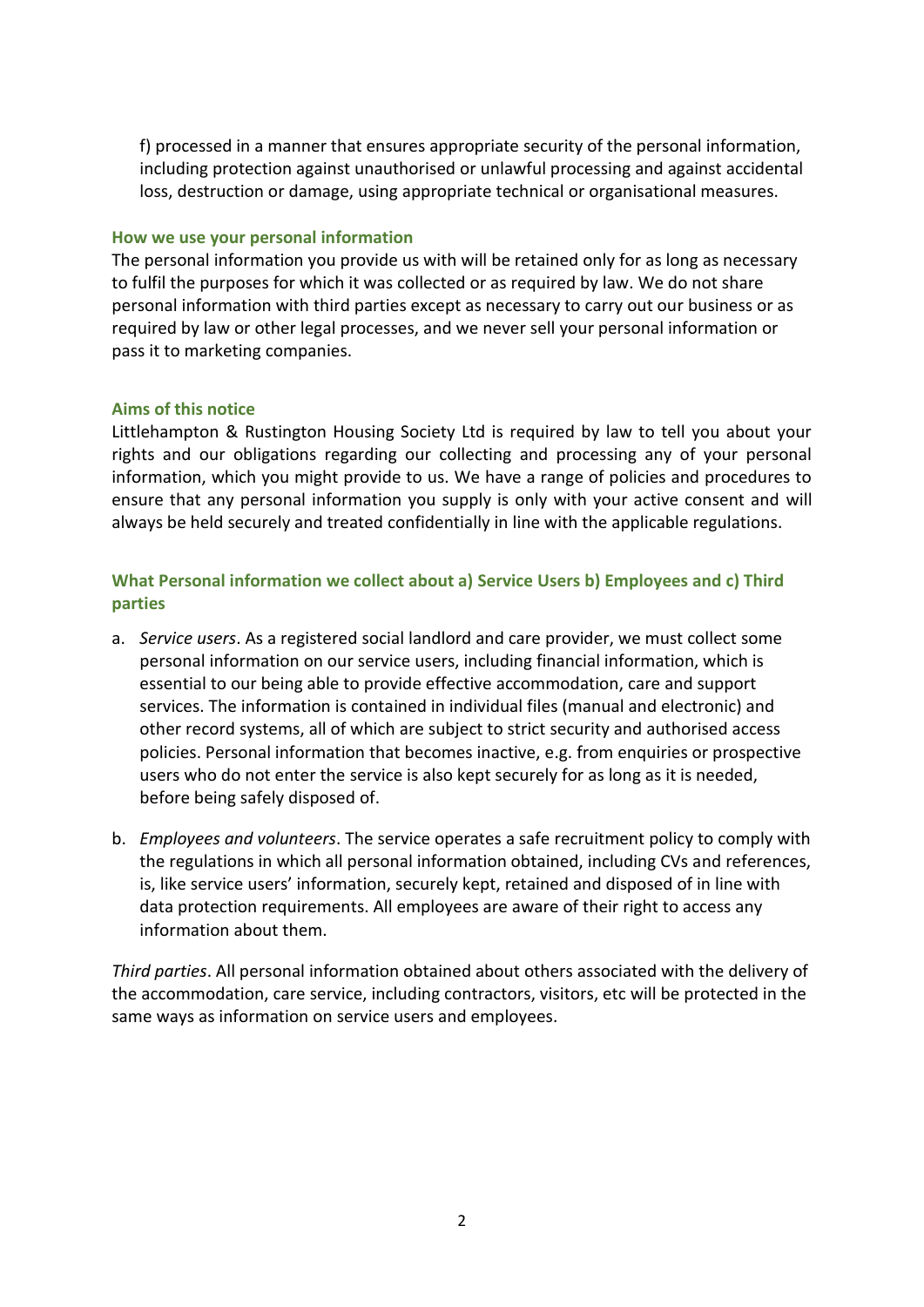f) processed in a manner that ensures appropriate security of the personal information, including protection against unauthorised or unlawful processing and against accidental loss, destruction or damage, using appropriate technical or organisational measures.

### How we use your personal information

The personal information you provide us with will be retained only for as long as necessary to fulfil the purposes for which it was collected or as required by law. We do not share personal information with third parties except as necessary to carry out our business or as required by law or other legal processes, and we never sell your personal information or pass it to marketing companies.

### Aims of this notice

Littlehampton & Rustington Housing Society Ltd is required by law to tell you about your rights and our obligations regarding our collecting and processing any of your personal information, which you might provide to us. We have a range of policies and procedures to ensure that any personal information you supply is only with your active consent and will always be held securely and treated confidentially in line with the applicable regulations.

### What Personal information we collect about a) Service Users b) Employees and c) Third parties

a. *Service users*. As a registered social landlord and care provider, we must collect some personal information on our service users, including financial information, which is essential to our being able to provide effective accommodation, care and support services. The information is contained in individual files (manual and electronic) and other record systems, all of which are subject to strict security and authorised access policies. Personal information that becomes inactive, e.g. from enquiries or prospective users who do not enter the service is also kept securely for as long as it is needed, before being safely disposed of.

b. *Employees and volunteers*. The service operates a safe recruitment policy to comply with the regulations in which all personal information obtained, including CVs and references, is, like service users' information, securely kept, retained and disposed of in line with data protection requirements. All employees are aware of their right to access any information about them.

*Third parties*. All personal information obtained about others associated with the delivery of the accommodation, care service, including contractors, visitors, etc will be protected in the same ways as information on service users and employees.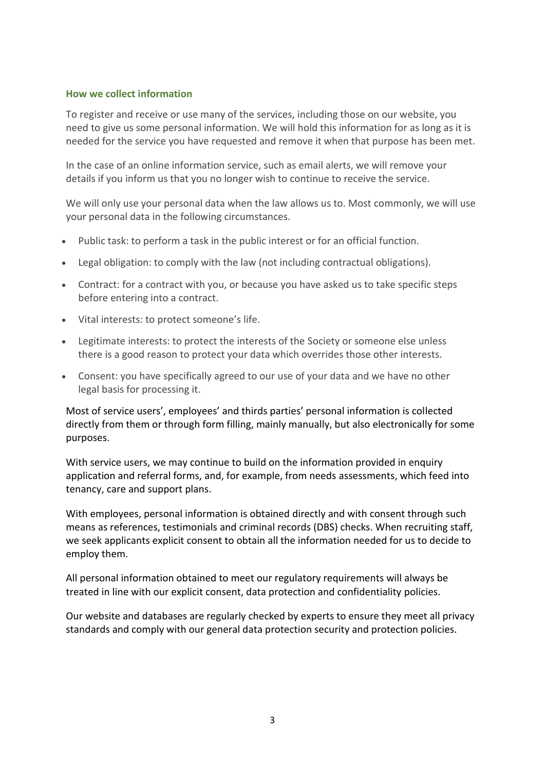### How we collect information

To register and receive or use many of the services, including those on our website, you need to give us some personal information. We will hold this information for as long as it is needed for the service you have requested and remove it when that purpose has been met.

In the case of an online information service, such as email alerts, we will remove your details if you inform us that you no longer wish to continue to receive the service.

We will only use your personal data when the law allows us to. Most commonly, we will use your personal data in the following circumstances.

- Public task: to perform a task in the public interest or for an official function.
- Legal obligation: to comply with the law (not including contractual obligations).
- Contract: for a contract with you, or because you have asked us to take specific steps before entering into a contract.
- Vital interests: to protect someone's life.
- Legitimate interests: to protect the interests of the Society or someone else unless there is a good reason to protect your data which overrides those other interests.
- Consent: you have specifically agreed to our use of your data and we have no other legal basis for processing it.

Most of service users', employees' and thirds parties' personal information is collected directly from them or through form filling, mainly manually, but also electronically for some purposes.

With service users, we may continue to build on the information provided in enquiry application and referral forms, and, for example, from needs assessments, which feed into tenancy, care and support plans.

With employees, personal information is obtained directly and with consent through such means as references, testimonials and criminal records (DBS) checks. When recruiting staff, we seek applicants explicit consent to obtain all the information needed for us to decide to employ them.

All personal information obtained to meet our regulatory requirements will always be treated in line with our explicit consent, data protection and confidentiality policies.

Our website and databases are regularly checked by experts to ensure they meet all privacy standards and comply with our general data protection security and protection policies.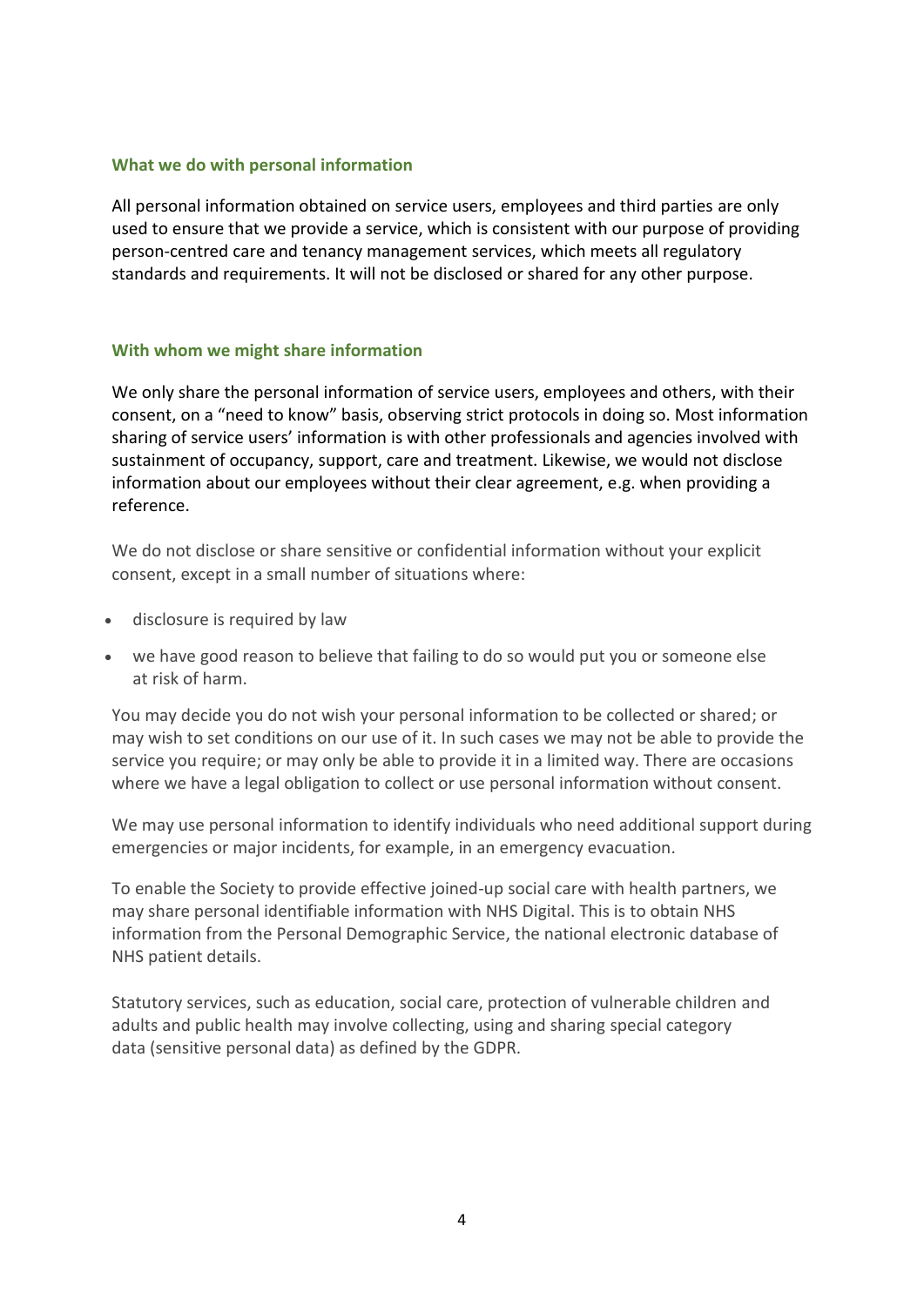### What we do with personal information

All personal information obtained on service users, employees and third parties are only used to ensure that we provide a service, which is consistent with our purpose of providing person-centred care and tenancy management services, which meets all regulatory standards and requirements. It will not be disclosed or shared for any other purpose.

### With whom we might share information

We only share the personal information of service users, employees and others, with their consent, on a "need to know" basis, observing strict protocols in doing so. Most information sharing of service users' information is with other professionals and agencies involved with sustainment of occupancy, support, care and treatment. Likewise, we would not disclose information about our employees without their clear agreement, e.g. when providing a reference.

We do not disclose or share sensitive or confidential information without your explicit consent, except in a small number of situations where:

- disclosure is required by law
- we have good reason to believe that failing to do so would put you or someone else at risk of harm.

You may decide you do not wish your personal information to be collected or shared; or may wish to set conditions on our use of it. In such cases we may not be able to provide the service you require; or may only be able to provide it in a limited way. There are occasions where we have a legal obligation to collect or use personal information without consent.

We may use personal information to identify individuals who need additional support during emergencies or major incidents, for example, in an emergency evacuation.

To enable the Society to provide effective joined-up social care with health partners, we may share personal identifiable information with NHS Digital. This is to obtain NHS information from the Personal Demographic Service, the national electronic database of NHS patient details.

Statutory services, such as education, social care, protection of vulnerable children and adults and public health may involve collecting, using and sharing special category data (sensitive personal data) as defined by the GDPR.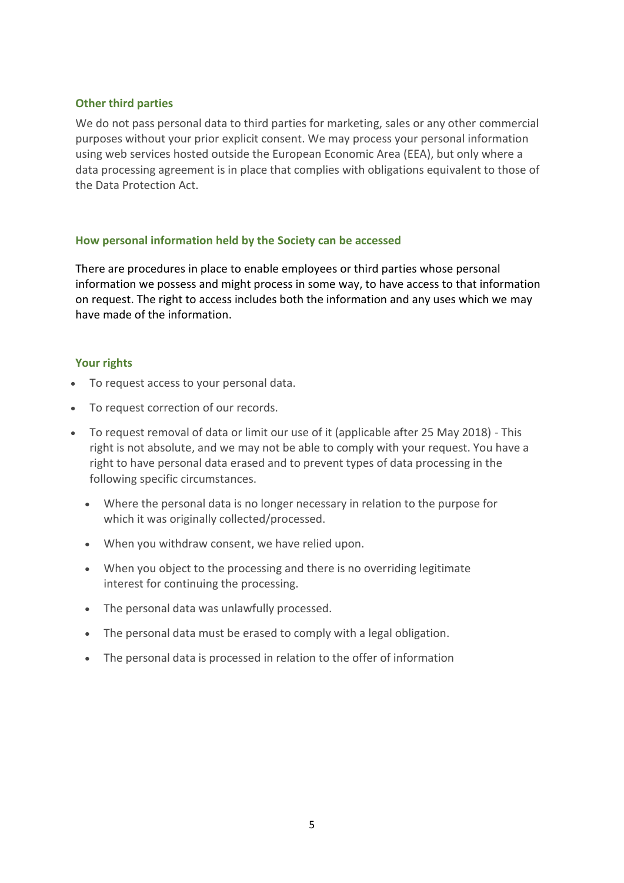### Other third parties

We do not pass personal data to third parties for marketing, sales or any other commercial purposes without your prior explicit consent. We may process your personal information using web services hosted outside the European Economic Area (EEA), but only where a data processing agreement is in place that complies with obligations equivalent to those of the Data Protection Act.

### How personal information held by the Society can be accessed

There are procedures in place to enable employees or third parties whose personal information we possess and might process in some way, to have access to that information on request. The right to access includes both the information and any uses which we may have made of the information.

### Your rights

- To request access to your personal data.
- To request correction of our records.
- To request removal of data or limit our use of it (applicable after 25 May 2018) - This right is not absolute, and we may not be able to comply with your request. You have a right to have personal data erased and to prevent types of data processing in the following specific circumstances.
  - Where the personal data is no longer necessary in relation to the purpose for which it was originally collected/processed.
  - When you withdraw consent, we have relied upon.
  - When you object to the processing and there is no overriding legitimate interest for continuing the processing.
  - The personal data was unlawfully processed.
  - The personal data must be erased to comply with a legal obligation.
  - The personal data is processed in relation to the offer of information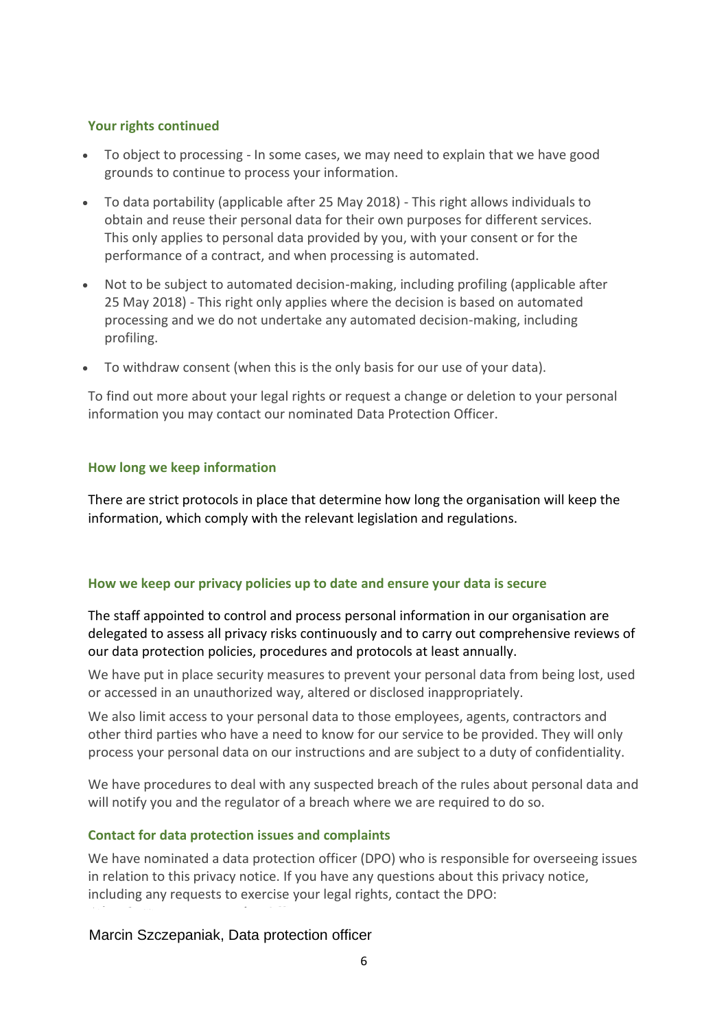### Your rights continued

- To object to processing - In some cases, we may need to explain that we have good grounds to continue to process your information.
- To data portability (applicable after 25 May 2018) - This right allows individuals to obtain and reuse their personal data for their own purposes for different services. This only applies to personal data provided by you, with your consent or for the performance of a contract, and when processing is automated.
- Not to be subject to automated decision-making, including profiling (applicable after 25 May 2018) - This right only applies where the decision is based on automated processing and we do not undertake any automated decision-making, including profiling.
- To withdraw consent (when this is the only basis for our use of your data).

To find out more about your legal rights or request a change or deletion to your personal information you may contact our nominated Data Protection Officer.

### How long we keep information

There are strict protocols in place that determine how long the organisation will keep the information, which comply with the relevant legislation and regulations.

### How we keep our privacy policies up to date and ensure your data is secure

The staff appointed to control and process personal information in our organisation are delegated to assess all privacy risks continuously and to carry out comprehensive reviews of our data protection policies, procedures and protocols at least annually.

We have put in place security measures to prevent your personal data from being lost, used or accessed in an unauthorized way, altered or disclosed inappropriately.

We also limit access to your personal data to those employees, agents, contractors and other third parties who have a need to know for our service to be provided. They will only process your personal data on our instructions and are subject to a duty of confidentiality.

We have procedures to deal with any suspected breach of the rules about personal data and will notify you and the regulator of a breach where we are required to do so.

### Contact for data protection issues and complaints

We have nominated a data protection officer (DPO) who is responsible for overseeing issues in relation to this privacy notice. If you have any questions about this privacy notice, including any requests to exercise your legal rights, contact the DPO:

Marcin Szczepaniak, Data protection officer